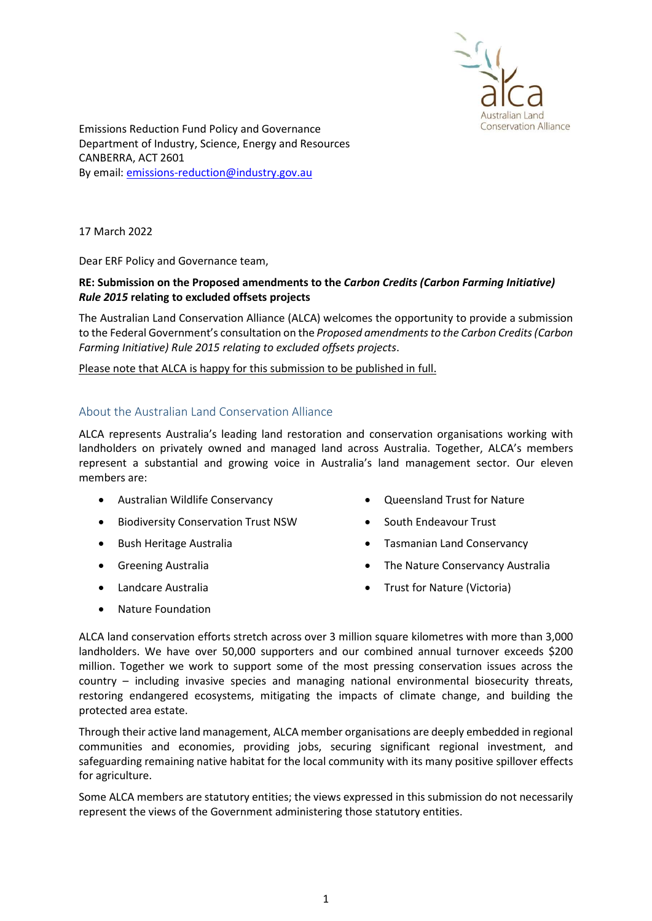Emissions Reduction Fund Policy and Governance
Department of Industry, Science, Energy and Resources
CANBERRA, ACT 2601
By email: emissions-reduction@industry.gov.au

17 March 2022

Dear ERF Policy and Governance team,

**RE: Submission on the Proposed amendments to the *Carbon Credits (Carbon Farming Initiative) Rule 2015* relating to excluded offsets projects**

The Australian Land Conservation Alliance (ALCA) welcomes the opportunity to provide a submission to the Federal Government's consultation on the *Proposed amendments to the Carbon Credits (Carbon Farming Initiative) Rule 2015 relating to excluded offsets projects*.

Please note that ALCA is happy for this submission to be published in full.

## About the Australian Land Conservation Alliance

ALCA represents Australia's leading land restoration and conservation organisations working with landholders on privately owned and managed land across Australia. Together, ALCA's members represent a substantial and growing voice in Australia's land management sector. Our eleven members are:

- Australian Wildlife Conservancy
- Biodiversity Conservation Trust NSW
- Bush Heritage Australia
- Greening Australia
- Landcare Australia
- Nature Foundation
- Queensland Trust for Nature
- South Endeavour Trust
- Tasmanian Land Conservancy
- The Nature Conservancy Australia
- Trust for Nature (Victoria)

ALCA land conservation efforts stretch across over 3 million square kilometres with more than 3,000 landholders. We have over 50,000 supporters and our combined annual turnover exceeds $200 million. Together we work to support some of the most pressing conservation issues across the country – including invasive species and managing national environmental biosecurity threats, restoring endangered ecosystems, mitigating the impacts of climate change, and building the protected area estate.

Through their active land management, ALCA member organisations are deeply embedded in regional communities and economies, providing jobs, securing significant regional investment, and safeguarding remaining native habitat for the local community with its many positive spillover effects for agriculture.

Some ALCA members are statutory entities; the views expressed in this submission do not necessarily represent the views of the Government administering those statutory entities.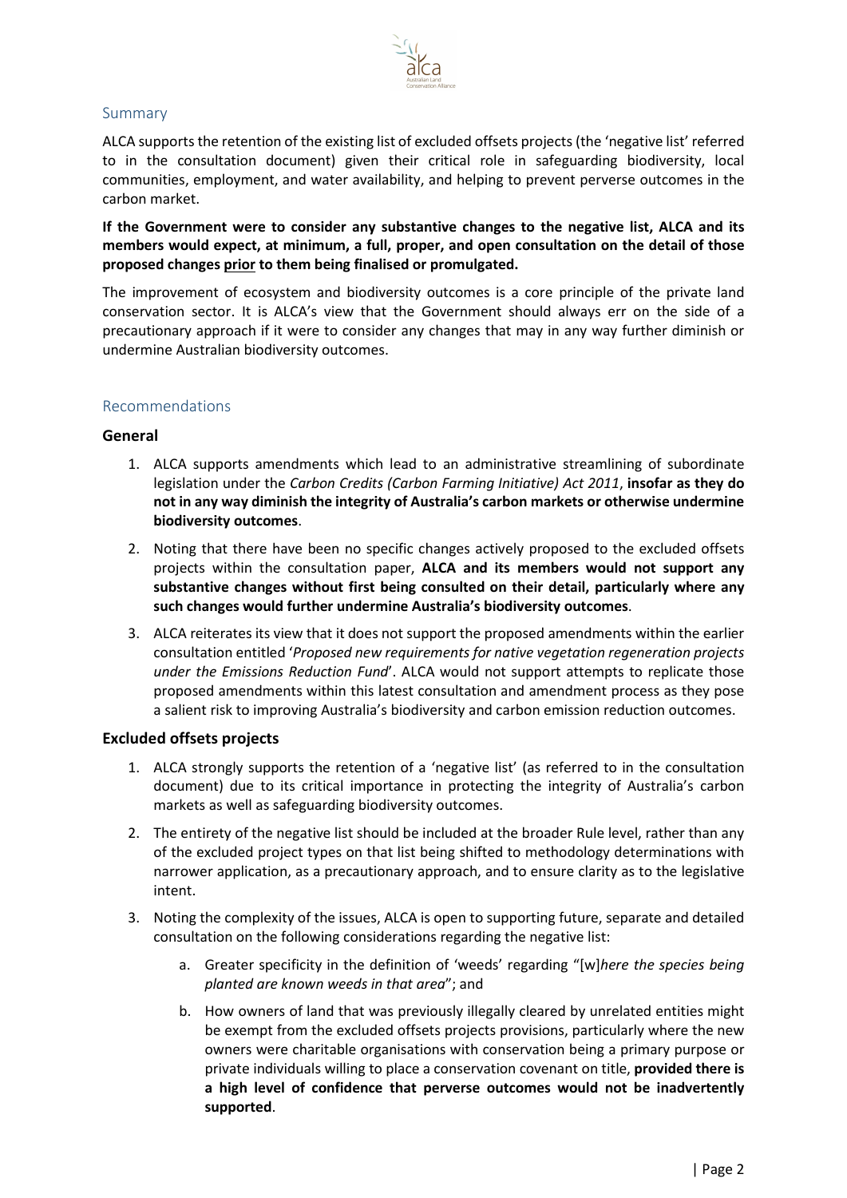## Summary

ALCA supports the retention of the existing list of excluded offsets projects (the 'negative list' referred to in the consultation document) given their critical role in safeguarding biodiversity, local communities, employment, and water availability, and helping to prevent perverse outcomes in the carbon market.

**If the Government were to consider any substantive changes to the negative list, ALCA and its members would expect, at minimum, a full, proper, and open consultation on the detail of those proposed changes <u>prior</u> to them being finalised or promulgated.**

The improvement of ecosystem and biodiversity outcomes is a core principle of the private land conservation sector. It is ALCA's view that the Government should always err on the side of a precautionary approach if it were to consider any changes that may in any way further diminish or undermine Australian biodiversity outcomes.

## Recommendations

### General

1. ALCA supports amendments which lead to an administrative streamlining of subordinate legislation under the *Carbon Credits (Carbon Farming Initiative) Act 2011*, **insofar as they do not in any way diminish the integrity of Australia's carbon markets or otherwise undermine biodiversity outcomes**.
2. Noting that there have been no specific changes actively proposed to the excluded offsets projects within the consultation paper, **ALCA and its members would not support any substantive changes without first being consulted on their detail, particularly where any such changes would further undermine Australia's biodiversity outcomes**.
3. ALCA reiterates its view that it does not support the proposed amendments within the earlier consultation entitled '*Proposed new requirements for native vegetation regeneration projects under the Emissions Reduction Fund*'. ALCA would not support attempts to replicate those proposed amendments within this latest consultation and amendment process as they pose a salient risk to improving Australia's biodiversity and carbon emission reduction outcomes.

### Excluded offsets projects

1. ALCA strongly supports the retention of a 'negative list' (as referred to in the consultation document) due to its critical importance in protecting the integrity of Australia's carbon markets as well as safeguarding biodiversity outcomes.
2. The entirety of the negative list should be included at the broader Rule level, rather than any of the excluded project types on that list being shifted to methodology determinations with narrower application, as a precautionary approach, and to ensure clarity as to the legislative intent.
3. Noting the complexity of the issues, ALCA is open to supporting future, separate and detailed consultation on the following considerations regarding the negative list:
   a. Greater specificity in the definition of 'weeds' regarding "[w]*here the species being planted are known weeds in that area*"; and
   b. How owners of land that was previously illegally cleared by unrelated entities might be exempt from the excluded offsets projects provisions, particularly where the new owners were charitable organisations with conservation being a primary purpose or private individuals willing to place a conservation covenant on title, **provided there is a high level of confidence that perverse outcomes would not be inadvertently supported**.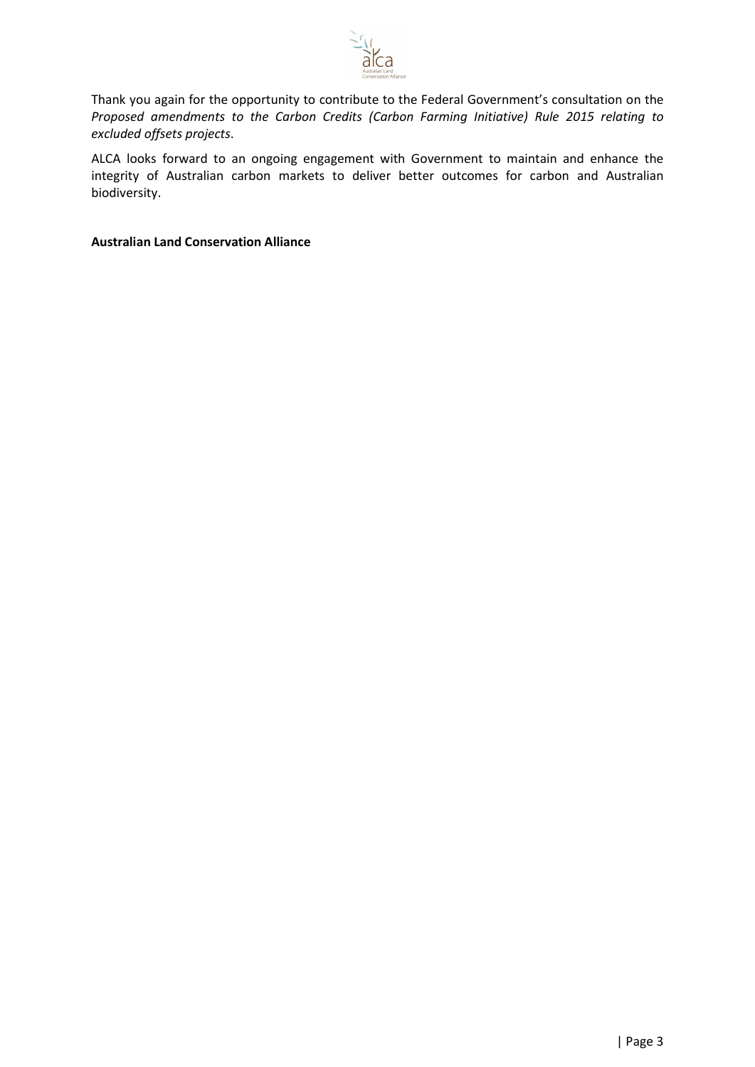Thank you again for the opportunity to contribute to the Federal Government's consultation on the *Proposed amendments to the Carbon Credits (Carbon Farming Initiative) Rule 2015 relating to excluded offsets projects*.

ALCA looks forward to an ongoing engagement with Government to maintain and enhance the integrity of Australian carbon markets to deliver better outcomes for carbon and Australian biodiversity.

**Australian Land Conservation Alliance**